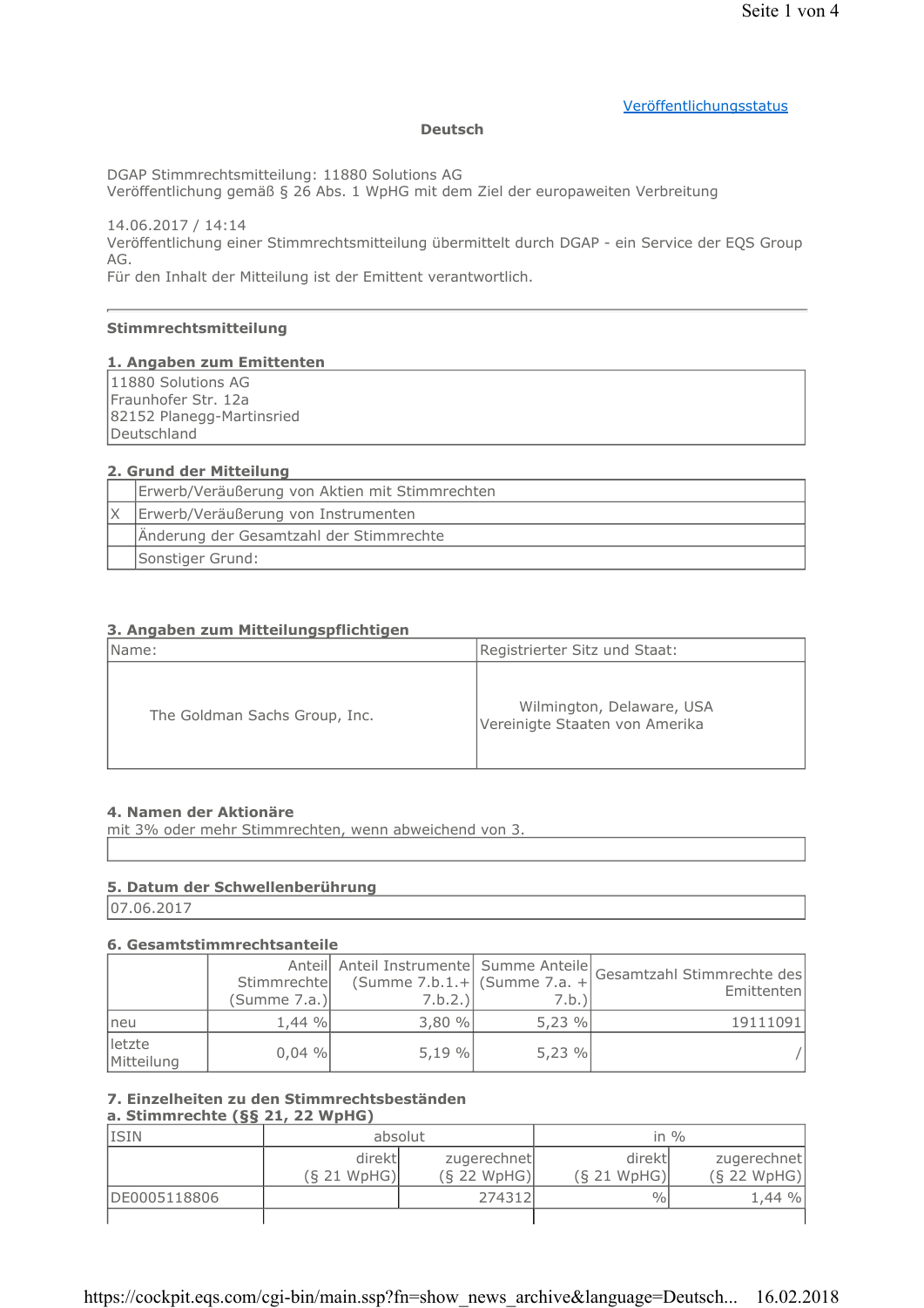Veröffentlichungsstatus

**Deutsch**

DGAP Stimmrechtsmitteilung: 11880 Solutions AG
Veröffentlichung gemäß § 26 Abs. 1 WpHG mit dem Ziel der europaweiten Verbreitung

14.06.2017 / 14:14
Veröffentlichung einer Stimmrechtsmitteilung übermittelt durch DGAP - ein Service der EQS Group AG.
Für den Inhalt der Mitteilung ist der Emittent verantwortlich.

---

**Stimmrechtsmitteilung**

**1. Angaben zum Emittenten**

| 11880 Solutions AG<br>Fraunhofer Str. 12a<br>82152 Planegg-Martinsried<br>Deutschland |
|---|

**2. Grund der Mitteilung**

| | |
|---|---|
| | Erwerb/Veräußerung von Aktien mit Stimmrechten |
| X | Erwerb/Veräußerung von Instrumenten |
| | Änderung der Gesamtzahl der Stimmrechte |
| | Sonstiger Grund: |

**3. Angaben zum Mitteilungspflichtigen**

| Name: | Registrierter Sitz und Staat: |
|---|---|
| The Goldman Sachs Group, Inc. | Wilmington, Delaware, USA<br>Vereinigte Staaten von Amerika |

**4. Namen der Aktionäre**
mit 3% oder mehr Stimmrechten, wenn abweichend von 3.

| |
|---|

**5. Datum der Schwellenberührung**

| 07.06.2017 |
|---|

**6. Gesamtstimmrechtsanteile**

| | Anteil Stimmrechte (Summe 7.a.) | Anteil Instrumente (Summe 7.b.1.+ 7.b.2.) | Summe Anteile (Summe 7.a. + 7.b.) | Gesamtzahl Stimmrechte des Emittenten |
|---|---|---|---|---|
| neu | 1,44 % | 3,80 % | 5,23 % | 19111091 |
| letzte Mitteilung | 0,04 % | 5,19 % | 5,23 % | / |

**7. Einzelheiten zu den Stimmrechtsbeständen**
**a. Stimmrechte (§§ 21, 22 WpHG)**

| ISIN | absolut | | in % | |
|---|---|---|---|---|
| | direkt (§ 21 WpHG) | zugerechnet (§ 22 WpHG) | direkt (§ 21 WpHG) | zugerechnet (§ 22 WpHG) |
| DE0005118806 | | 274312 | % | 1,44 % |
| | | | | |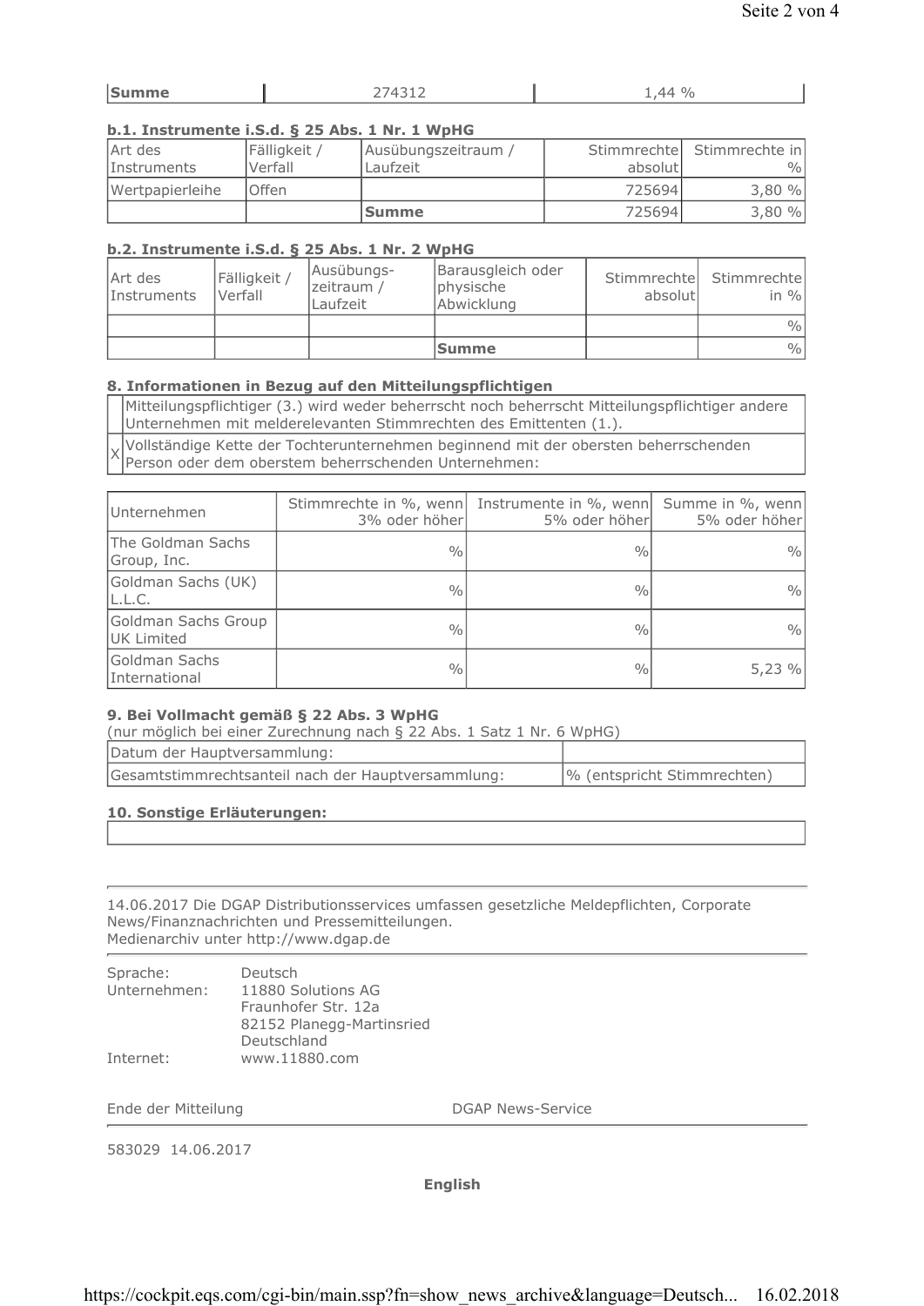| Summe | 274312 | 1,44 % |
|---|---|---|

**b.1. Instrumente i.S.d. § 25 Abs. 1 Nr. 1 WpHG**

| Art des Instruments | Fälligkeit / Verfall | Ausübungszeitraum / Laufzeit | Stimmrechte absolut | Stimmrechte in % |
|---|---|---|---|---|
| Wertpapierleihe | Offen | | 725694 | 3,80 % |
| | | **Summe** | 725694 | 3,80 % |

**b.2. Instrumente i.S.d. § 25 Abs. 1 Nr. 2 WpHG**

| Art des Instruments | Fälligkeit / Verfall | Ausübungs-zeitraum / Laufzeit | Barausgleich oder physische Abwicklung | Stimmrechte absolut | Stimmrechte in % |
|---|---|---|---|---|---|
| | | | | | % |
| | | | **Summe** | | % |

**8. Informationen in Bezug auf den Mitteilungspflichtigen**

| | |
|---|---|
| | Mitteilungspflichtiger (3.) wird weder beherrscht noch beherrscht Mitteilungspflichtiger andere Unternehmen mit melderelevanten Stimmrechten des Emittenten (1.). |
| X | Vollständige Kette der Tochterunternehmen beginnend mit der obersten beherrschenden Person oder dem oberstem beherrschenden Unternehmen: |

| Unternehmen | Stimmrechte in %, wenn 3% oder höher | Instrumente in %, wenn 5% oder höher | Summe in %, wenn 5% oder höher |
|---|---|---|---|
| The Goldman Sachs Group, Inc. | % | % | % |
| Goldman Sachs (UK) L.L.C. | % | % | % |
| Goldman Sachs Group UK Limited | % | % | % |
| Goldman Sachs International | % | % | 5,23 % |

**9. Bei Vollmacht gemäß § 22 Abs. 3 WpHG**
(nur möglich bei einer Zurechnung nach § 22 Abs. 1 Satz 1 Nr. 6 WpHG)

| | |
|---|---|
| Datum der Hauptversammlung: | |
| Gesamtstimmrechtsanteil nach der Hauptversammlung: | % (entspricht Stimmrechten) |

**10. Sonstige Erläuterungen:**

---

14.06.2017 Die DGAP Distributionsservices umfassen gesetzliche Meldepflichten, Corporate News/Finanznachrichten und Pressemitteilungen.
Medienarchiv unter http://www.dgap.de

---

| | |
|---|---|
| Sprache: | Deutsch |
| Unternehmen: | 11880 Solutions AG<br>Fraunhofer Str. 12a<br>82152 Planegg-Martinsried<br>Deutschland |
| Internet: | www.11880.com |

Ende der Mitteilung DGAP News-Service

---

583029 14.06.2017

**English**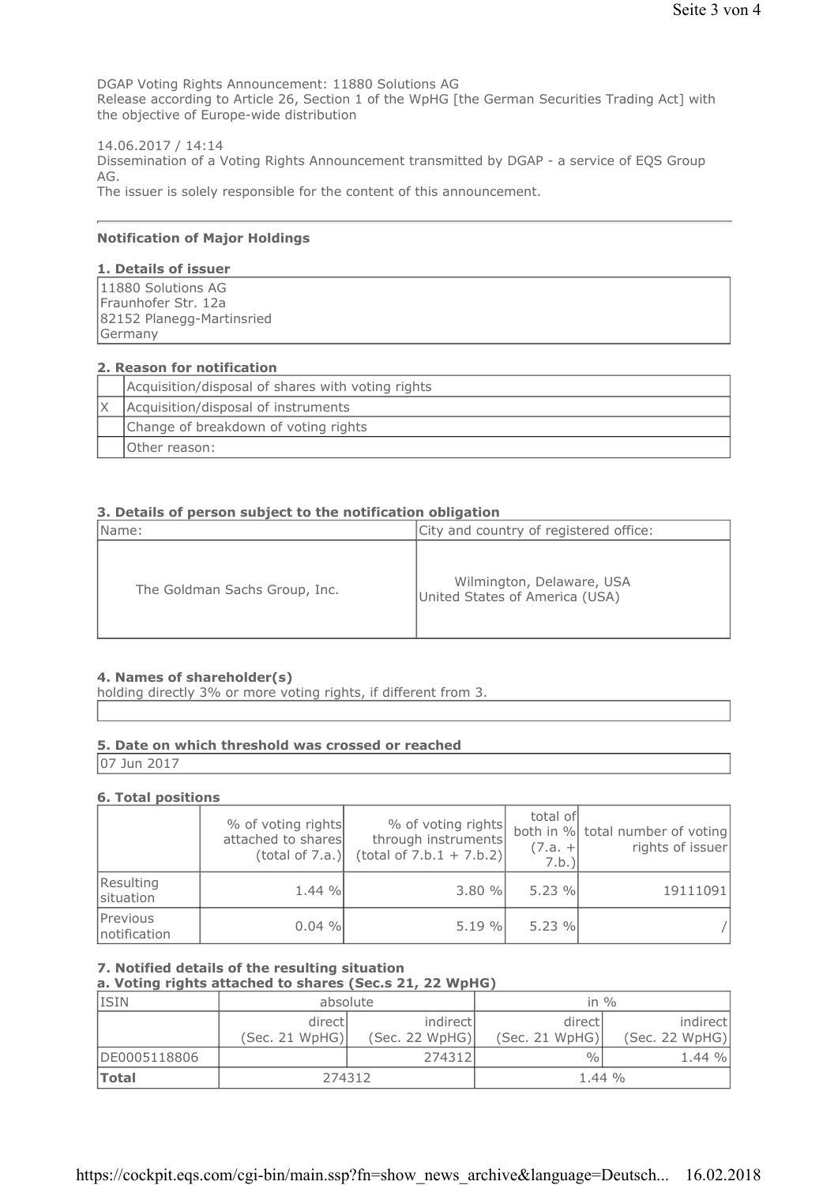DGAP Voting Rights Announcement: 11880 Solutions AG
Release according to Article 26, Section 1 of the WpHG [the German Securities Trading Act] with the objective of Europe-wide distribution

14.06.2017 / 14:14
Dissemination of a Voting Rights Announcement transmitted by DGAP - a service of EQS Group AG.
The issuer is solely responsible for the content of this announcement.

---

**Notification of Major Holdings**

**1. Details of issuer**

| |
|---|
| 11880 Solutions AG<br>Fraunhofer Str. 12a<br>82152 Planegg-Martinsried<br>Germany |

**2. Reason for notification**

| | |
|---|---|
| | Acquisition/disposal of shares with voting rights |
| X | Acquisition/disposal of instruments |
| | Change of breakdown of voting rights |
| | Other reason: |

**3. Details of person subject to the notification obligation**

| Name: | City and country of registered office: |
|---|---|
| The Goldman Sachs Group, Inc. | Wilmington, Delaware, USA<br>United States of America (USA) |

**4. Names of shareholder(s)**
holding directly 3% or more voting rights, if different from 3.

| |
|---|
| |

**5. Date on which threshold was crossed or reached**

| |
|---|
| 07 Jun 2017 |

**6. Total positions**

| | % of voting rights attached to shares (total of 7.a.) | % of voting rights through instruments (total of 7.b.1 + 7.b.2) | total of both in % (7.a. + 7.b.) | total number of voting rights of issuer |
|---|---|---|---|---|
| Resulting situation | 1.44 % | 3.80 % | 5.23 % | 19111091 |
| Previous notification | 0.04 % | 5.19 % | 5.23 % | / |

**7. Notified details of the resulting situation**
**a. Voting rights attached to shares (Sec.s 21, 22 WpHG)**

| ISIN | absolute | | in % | |
|---|---|---|---|---|
| | direct (Sec. 21 WpHG) | indirect (Sec. 22 WpHG) | direct (Sec. 21 WpHG) | indirect (Sec. 22 WpHG) |
| DE0005118806 | | 274312 | % | 1.44 % |
| **Total** | 274312 | | 1.44 % | |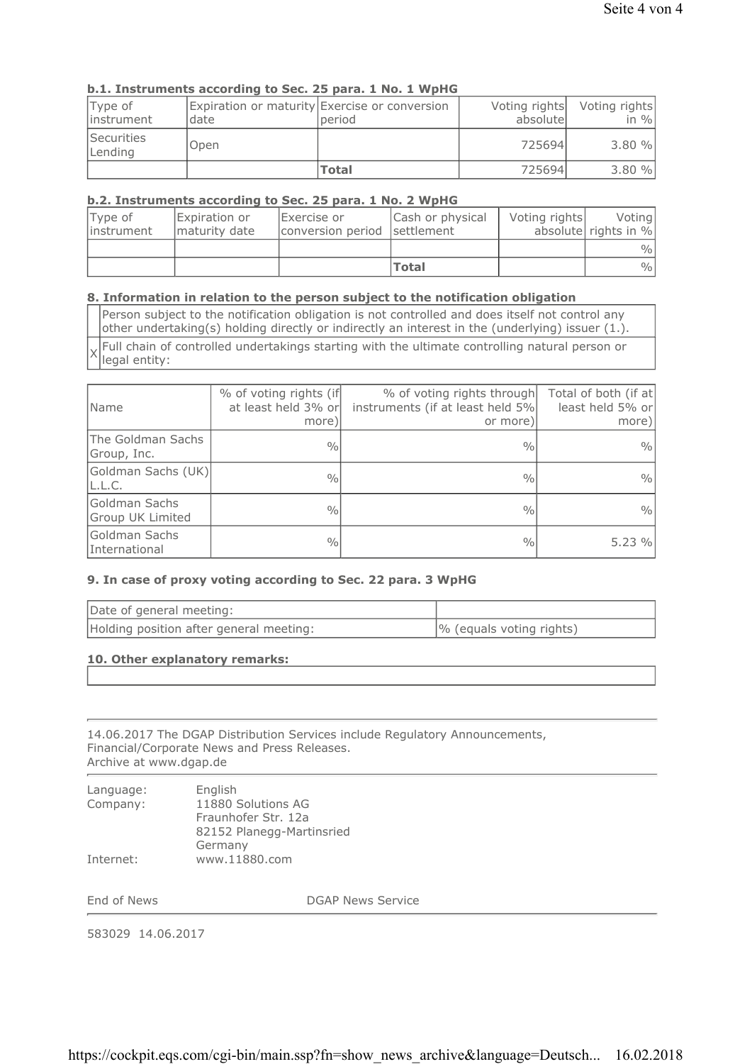### b.1. Instruments according to Sec. 25 para. 1 No. 1 WpHG

| Type of instrument | Expiration or maturity date | Exercise or conversion period | Voting rights absolute | Voting rights in % |
|---|---|---|---|---|
| Securities Lending | Open | | 725694 | 3.80 % |
| | | **Total** | 725694 | 3.80 % |

### b.2. Instruments according to Sec. 25 para. 1 No. 2 WpHG

| Type of instrument | Expiration or maturity date | Exercise or conversion period | Cash or physical settlement | Voting rights absolute | Voting rights in % |
|---|---|---|---|---|---|
| | | | | | % |
| | | | **Total** | | % |

### 8. Information in relation to the person subject to the notification obligation

| | |
|---|---|
| | Person subject to the notification obligation is not controlled and does itself not control any other undertaking(s) holding directly or indirectly an interest in the (underlying) issuer (1.). |
| X | Full chain of controlled undertakings starting with the ultimate controlling natural person or legal entity: |

| Name | % of voting rights (if at least held 3% or more) | % of voting rights through instruments (if at least held 5% or more) | Total of both (if at least held 5% or more) |
|---|---|---|---|
| The Goldman Sachs Group, Inc. | % | % | % |
| Goldman Sachs (UK) L.L.C. | % | % | % |
| Goldman Sachs Group UK Limited | % | % | % |
| Goldman Sachs International | % | % | 5.23 % |

### 9. In case of proxy voting according to Sec. 22 para. 3 WpHG

| | |
|---|---|
| Date of general meeting: | |
| Holding position after general meeting: | % (equals voting rights) |

### 10. Other explanatory remarks:

---

14.06.2017 The DGAP Distribution Services include Regulatory Announcements, Financial/Corporate News and Press Releases.
Archive at www.dgap.de

---

| | |
|---|---|
| Language: | English |
| Company: | 11880 Solutions AG<br>Fraunhofer Str. 12a<br>82152 Planegg-Martinsried<br>Germany |
| Internet: | www.11880.com |

End of News DGAP News Service

---

583029 14.06.2017